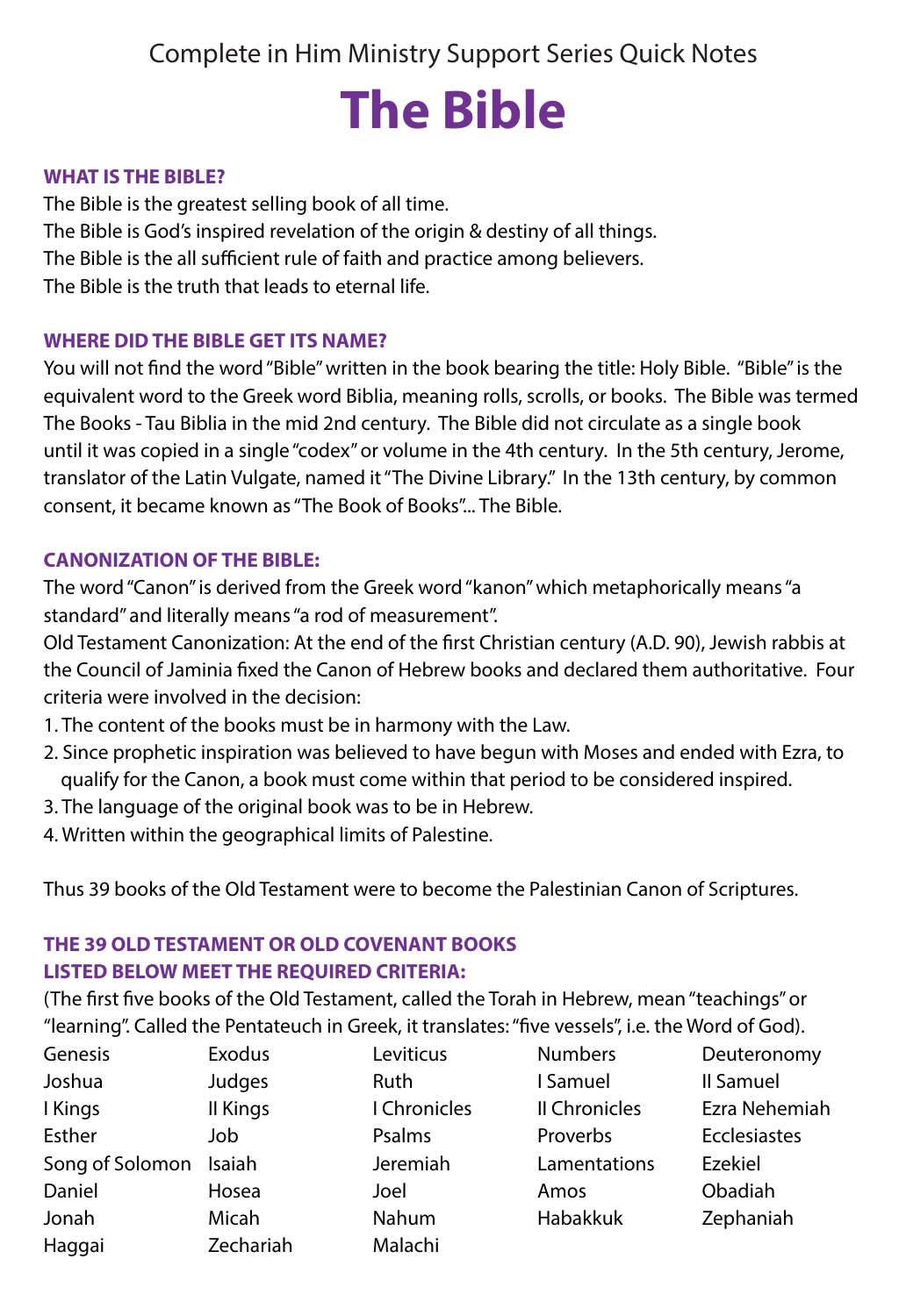Complete in Him Ministry Support Series Quick Notes

# The Bible

## WHAT IS THE BIBLE?

The Bible is the greatest selling book of all time.
The Bible is God's inspired revelation of the origin & destiny of all things.
The Bible is the all sufficient rule of faith and practice among believers.
The Bible is the truth that leads to eternal life.

## WHERE DID THE BIBLE GET ITS NAME?

You will not find the word "Bible" written in the book bearing the title: Holy Bible. "Bible" is the equivalent word to the Greek word Biblia, meaning rolls, scrolls, or books. The Bible was termed The Books - Tau Biblia in the mid 2nd century. The Bible did not circulate as a single book until it was copied in a single "codex" or volume in the 4th century. In the 5th century, Jerome, translator of the Latin Vulgate, named it "The Divine Library." In the 13th century, by common consent, it became known as "The Book of Books"... The Bible.

## CANONIZATION OF THE BIBLE:

The word "Canon" is derived from the Greek word "kanon" which metaphorically means "a standard" and literally means "a rod of measurement".

Old Testament Canonization: At the end of the first Christian century (A.D. 90), Jewish rabbis at the Council of Jaminia fixed the Canon of Hebrew books and declared them authoritative. Four criteria were involved in the decision:

1. The content of the books must be in harmony with the Law.
2. Since prophetic inspiration was believed to have begun with Moses and ended with Ezra, to qualify for the Canon, a book must come within that period to be considered inspired.
3. The language of the original book was to be in Hebrew.
4. Written within the geographical limits of Palestine.

Thus 39 books of the Old Testament were to become the Palestinian Canon of Scriptures.

## THE 39 OLD TESTAMENT OR OLD COVENANT BOOKS LISTED BELOW MEET THE REQUIRED CRITERIA:

(The first five books of the Old Testament, called the Torah in Hebrew, mean "teachings" or "learning". Called the Pentateuch in Greek, it translates: "five vessels", i.e. the Word of God).

| | | | | |
|---|---|---|---|---|
| Genesis | Exodus | Leviticus | Numbers | Deuteronomy |
| Joshua | Judges | Ruth | I Samuel | II Samuel |
| I Kings | II Kings | I Chronicles | II Chronicles | Ezra Nehemiah |
| Esther | Job | Psalms | Proverbs | Ecclesiastes |
| Song of Solomon | Isaiah | Jeremiah | Lamentations | Ezekiel |
| Daniel | Hosea | Joel | Amos | Obadiah |
| Jonah | Micah | Nahum | Habakkuk | Zephaniah |
| Haggai | Zechariah | Malachi | | |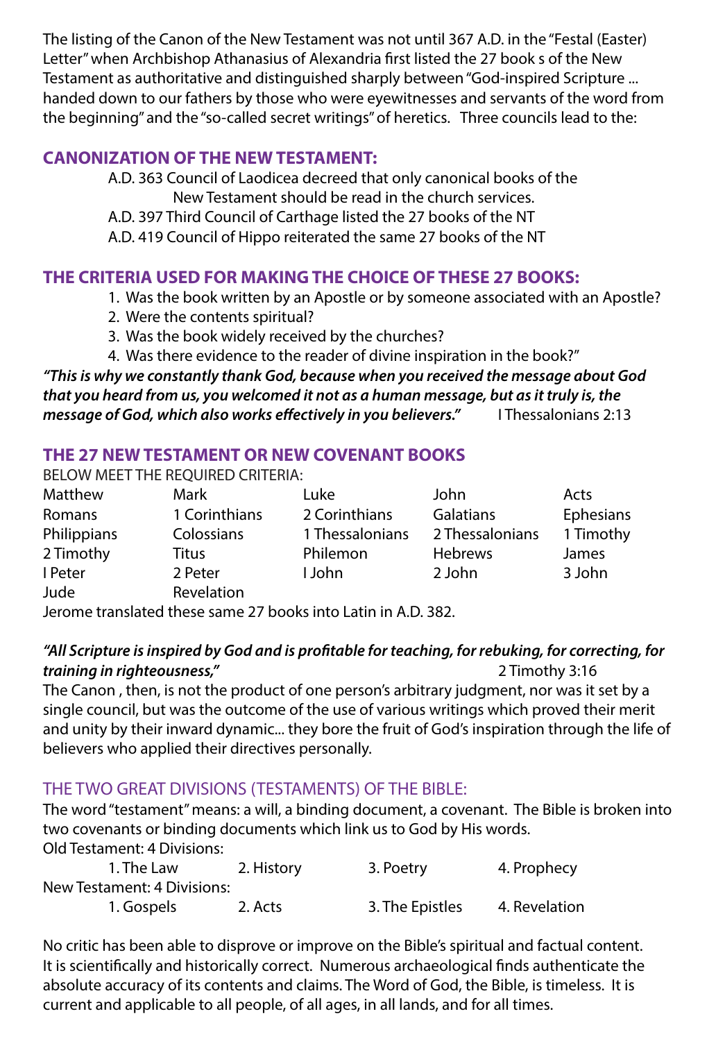The listing of the Canon of the New Testament was not until 367 A.D. in the "Festal (Easter) Letter" when Archbishop Athanasius of Alexandria first listed the 27 book s of the New Testament as authoritative and distinguished sharply between "God-inspired Scripture ... handed down to our fathers by those who were eyewitnesses and servants of the word from the beginning" and the "so-called secret writings" of heretics. Three councils lead to the:

## CANONIZATION OF THE NEW TESTAMENT:

A.D. 363 Council of Laodicea decreed that only canonical books of the New Testament should be read in the church services.
A.D. 397 Third Council of Carthage listed the 27 books of the NT
A.D. 419 Council of Hippo reiterated the same 27 books of the NT

## THE CRITERIA USED FOR MAKING THE CHOICE OF THESE 27 BOOKS:

1. Was the book written by an Apostle or by someone associated with an Apostle?
2. Were the contents spiritual?
3. Was the book widely received by the churches?
4. Was there evidence to the reader of divine inspiration in the book?"

***"This is why we constantly thank God, because when you received the message about God that you heard from us, you welcomed it not as a human message, but as it truly is, the message of God, which also works effectively in you believers."*** I Thessalonians 2:13

## THE 27 NEW TESTAMENT OR NEW COVENANT BOOKS

BELOW MEET THE REQUIRED CRITERIA:

| | | | | |
|---|---|---|---|---|
| Matthew | Mark | Luke | John | Acts |
| Romans | 1 Corinthians | 2 Corinthians | Galatians | Ephesians |
| Philippians | Colossians | 1 Thessalonians | 2 Thessalonians | 1 Timothy |
| 2 Timothy | Titus | Philemon | Hebrews | James |
| I Peter | 2 Peter | I John | 2 John | 3 John |
| Jude | Revelation | | | |

Jerome translated these same 27 books into Latin in A.D. 382.

***"All Scripture is inspired by God and is profitable for teaching, for rebuking, for correcting, for training in righteousness,"*** 2 Timothy 3:16

The Canon , then, is not the product of one person's arbitrary judgment, nor was it set by a single council, but was the outcome of the use of various writings which proved their merit and unity by their inward dynamic... they bore the fruit of God's inspiration through the life of believers who applied their directives personally.

## THE TWO GREAT DIVISIONS (TESTAMENTS) OF THE BIBLE:

The word "testament" means: a will, a binding document, a covenant. The Bible is broken into two covenants or binding documents which link us to God by His words.

Old Testament: 4 Divisions:

1. The Law 2. History 3. Poetry 4. Prophecy

New Testament: 4 Divisions:

1. Gospels 2. Acts 3. The Epistles 4. Revelation

No critic has been able to disprove or improve on the Bible's spiritual and factual content. It is scientifically and historically correct. Numerous archaeological finds authenticate the absolute accuracy of its contents and claims. The Word of God, the Bible, is timeless. It is current and applicable to all people, of all ages, in all lands, and for all times.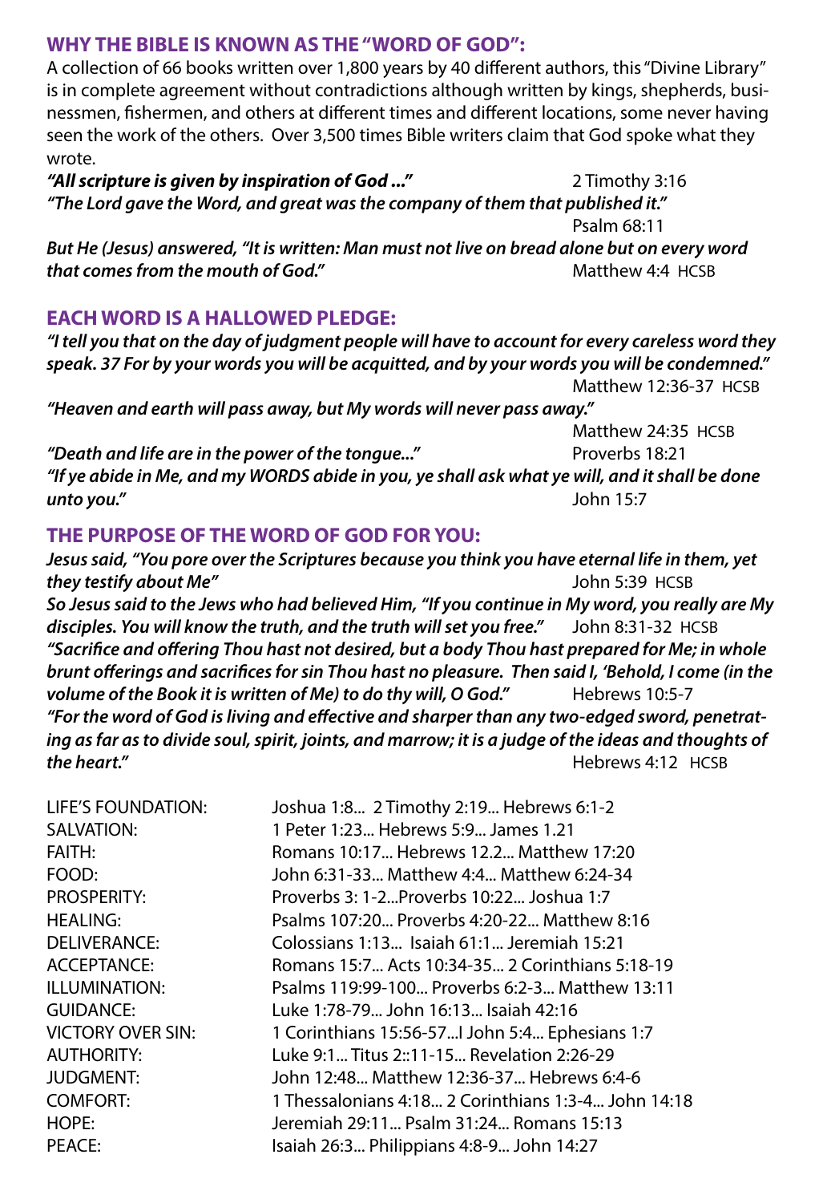## WHY THE BIBLE IS KNOWN AS THE "WORD OF GOD":

A collection of 66 books written over 1,800 years by 40 different authors, this "Divine Library" is in complete agreement without contradictions although written by kings, shepherds, businessmen, fishermen, and others at different times and different locations, some never having seen the work of the others. Over 3,500 times Bible writers claim that God spoke what they wrote.

***"All scripture is given by inspiration of God ..."*** 2 Timothy 3:16

***"The Lord gave the Word, and great was the company of them that published it."*** Psalm 68:11

***But He (Jesus) answered, "It is written: Man must not live on bread alone but on every word that comes from the mouth of God."*** Matthew 4:4 HCSB

## EACH WORD IS A HALLOWED PLEDGE:

***"I tell you that on the day of judgment people will have to account for every careless word they speak. 37 For by your words you will be acquitted, and by your words you will be condemned."*** Matthew 12:36-37 HCSB

***"Heaven and earth will pass away, but My words will never pass away."*** Matthew 24:35 HCSB

***"Death and life are in the power of the tongue..."*** Proverbs 18:21

***"If ye abide in Me, and my WORDS abide in you, ye shall ask what ye will, and it shall be done unto you."*** John 15:7

## THE PURPOSE OF THE WORD OF GOD FOR YOU:

***Jesus said, "You pore over the Scriptures because you think you have eternal life in them, yet they testify about Me"*** John 5:39 HCSB

***So Jesus said to the Jews who had believed Him, "If you continue in My word, you really are My disciples. You will know the truth, and the truth will set you free."*** John 8:31-32 HCSB

***"Sacrifice and offering Thou hast not desired, but a body Thou hast prepared for Me; in whole brunt offerings and sacrifices for sin Thou hast no pleasure. Then said I, 'Behold, I come (in the volume of the Book it is written of Me) to do thy will, O God."*** Hebrews 10:5-7

***"For the word of God is living and effective and sharper than any two-edged sword, penetrating as far as to divide soul, spirit, joints, and marrow; it is a judge of the ideas and thoughts of the heart."*** Hebrews 4:12 HCSB

| | |
|---|---|
| LIFE'S FOUNDATION: | Joshua 1:8... 2 Timothy 2:19... Hebrews 6:1-2 |
| SALVATION: | 1 Peter 1:23... Hebrews 5:9... James 1.21 |
| FAITH: | Romans 10:17... Hebrews 12.2... Matthew 17:20 |
| FOOD: | John 6:31-33... Matthew 4:4... Matthew 6:24-34 |
| PROSPERITY: | Proverbs 3: 1-2...Proverbs 10:22... Joshua 1:7 |
| HEALING: | Psalms 107:20... Proverbs 4:20-22... Matthew 8:16 |
| DELIVERANCE: | Colossians 1:13... Isaiah 61:1... Jeremiah 15:21 |
| ACCEPTANCE: | Romans 15:7... Acts 10:34-35... 2 Corinthians 5:18-19 |
| ILLUMINATION: | Psalms 119:99-100... Proverbs 6:2-3... Matthew 13:11 |
| GUIDANCE: | Luke 1:78-79... John 16:13... Isaiah 42:16 |
| VICTORY OVER SIN: | 1 Corinthians 15:56-57...I John 5:4... Ephesians 1:7 |
| AUTHORITY: | Luke 9:1... Titus 2::11-15... Revelation 2:26-29 |
| JUDGMENT: | John 12:48... Matthew 12:36-37... Hebrews 6:4-6 |
| COMFORT: | 1 Thessalonians 4:18... 2 Corinthians 1:3-4... John 14:18 |
| HOPE: | Jeremiah 29:11... Psalm 31:24... Romans 15:13 |
| PEACE: | Isaiah 26:3... Philippians 4:8-9... John 14:27 |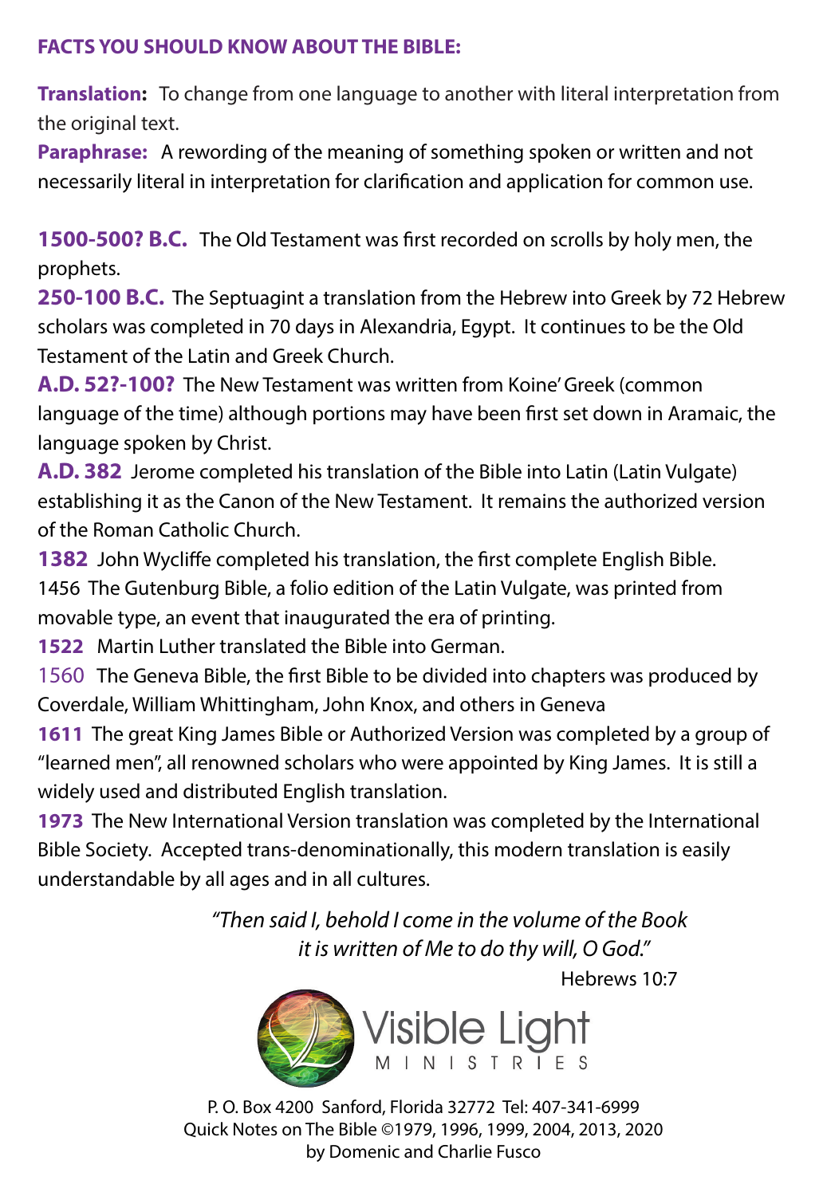**FACTS YOU SHOULD KNOW ABOUT THE BIBLE:**

**Translation:** To change from one language to another with literal interpretation from the original text.

**Paraphrase:** A rewording of the meaning of something spoken or written and not necessarily literal in interpretation for clarification and application for common use.

**1500-500? B.C.** The Old Testament was first recorded on scrolls by holy men, the prophets.

**250-100 B.C.** The Septuagint a translation from the Hebrew into Greek by 72 Hebrew scholars was completed in 70 days in Alexandria, Egypt. It continues to be the Old Testament of the Latin and Greek Church.

**A.D. 52?-100?** The New Testament was written from Koine' Greek (common language of the time) although portions may have been first set down in Aramaic, the language spoken by Christ.

**A.D. 382** Jerome completed his translation of the Bible into Latin (Latin Vulgate) establishing it as the Canon of the New Testament. It remains the authorized version of the Roman Catholic Church.

**1382** John Wycliffe completed his translation, the first complete English Bible.

1456 The Gutenburg Bible, a folio edition of the Latin Vulgate, was printed from movable type, an event that inaugurated the era of printing.

**1522** Martin Luther translated the Bible into German.

1560 The Geneva Bible, the first Bible to be divided into chapters was produced by Coverdale, William Whittingham, John Knox, and others in Geneva

**1611** The great King James Bible or Authorized Version was completed by a group of "learned men", all renowned scholars who were appointed by King James. It is still a widely used and distributed English translation.

**1973** The New International Version translation was completed by the International Bible Society. Accepted trans-denominationally, this modern translation is easily understandable by all ages and in all cultures.

*"Then said I, behold I come in the volume of the Book it is written of Me to do thy will, O God."*

Hebrews 10:7

Visible Light MINISTRIES

P. O. Box 4200 Sanford, Florida 32772 Tel: 407-341-6999
Quick Notes on The Bible ©1979, 1996, 1999, 2004, 2013, 2020
by Domenic and Charlie Fusco